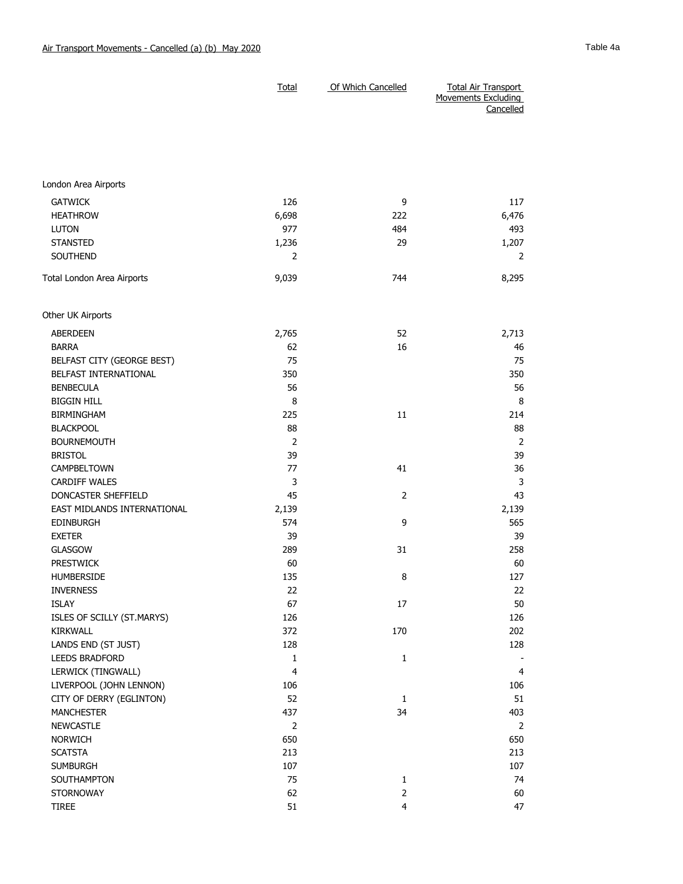Air Transport Movements - Cancelled (a) (b) May 2020

Table 4a

| | Total | Of Which Cancelled | Total Air Transport Movements Excluding Cancelled |
|---|---|---|---|
| London Area Airports | | | |
| GATWICK | 126 | 9 | 117 |
| HEATHROW | 6,698 | 222 | 6,476 |
| LUTON | 977 | 484 | 493 |
| STANSTED | 1,236 | 29 | 1,207 |
| SOUTHEND | 2 | | 2 |
| Total London Area Airports | 9,039 | 744 | 8,295 |
| Other UK Airports | | | |
| ABERDEEN | 2,765 | 52 | 2,713 |
| BARRA | 62 | 16 | 46 |
| BELFAST CITY (GEORGE BEST) | 75 | | 75 |
| BELFAST INTERNATIONAL | 350 | | 350 |
| BENBECULA | 56 | | 56 |
| BIGGIN HILL | 8 | | 8 |
| BIRMINGHAM | 225 | 11 | 214 |
| BLACKPOOL | 88 | | 88 |
| BOURNEMOUTH | 2 | | 2 |
| BRISTOL | 39 | | 39 |
| CAMPBELTOWN | 77 | 41 | 36 |
| CARDIFF WALES | 3 | | 3 |
| DONCASTER SHEFFIELD | 45 | 2 | 43 |
| EAST MIDLANDS INTERNATIONAL | 2,139 | | 2,139 |
| EDINBURGH | 574 | 9 | 565 |
| EXETER | 39 | | 39 |
| GLASGOW | 289 | 31 | 258 |
| PRESTWICK | 60 | | 60 |
| HUMBERSIDE | 135 | 8 | 127 |
| INVERNESS | 22 | | 22 |
| ISLAY | 67 | 17 | 50 |
| ISLES OF SCILLY (ST.MARYS) | 126 | | 126 |
| KIRKWALL | 372 | 170 | 202 |
| LANDS END (ST JUST) | 128 | | 128 |
| LEEDS BRADFORD | 1 | 1 | - |
| LERWICK (TINGWALL) | 4 | | 4 |
| LIVERPOOL (JOHN LENNON) | 106 | | 106 |
| CITY OF DERRY (EGLINTON) | 52 | 1 | 51 |
| MANCHESTER | 437 | 34 | 403 |
| NEWCASTLE | 2 | | 2 |
| NORWICH | 650 | | 650 |
| SCATSTA | 213 | | 213 |
| SUMBURGH | 107 | | 107 |
| SOUTHAMPTON | 75 | 1 | 74 |
| STORNOWAY | 62 | 2 | 60 |
| TIREE | 51 | 4 | 47 |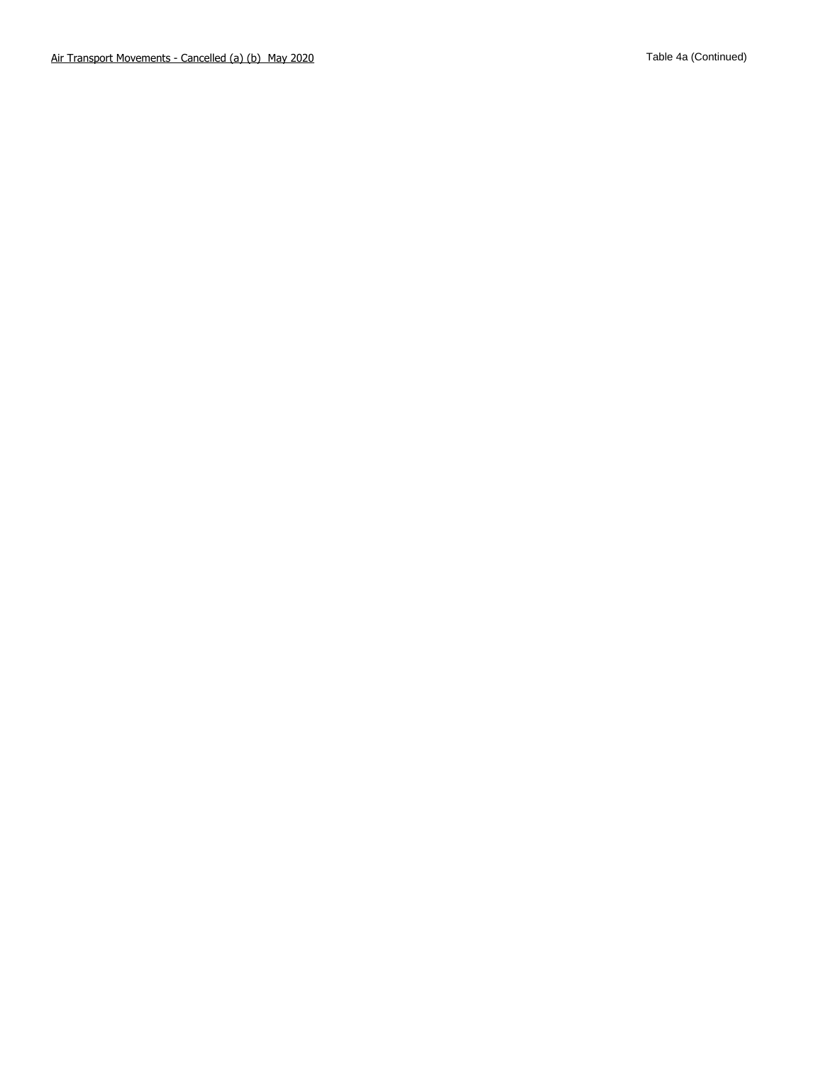Air Transport Movements - Cancelled (a) (b) May 2020

Table 4a (Continued)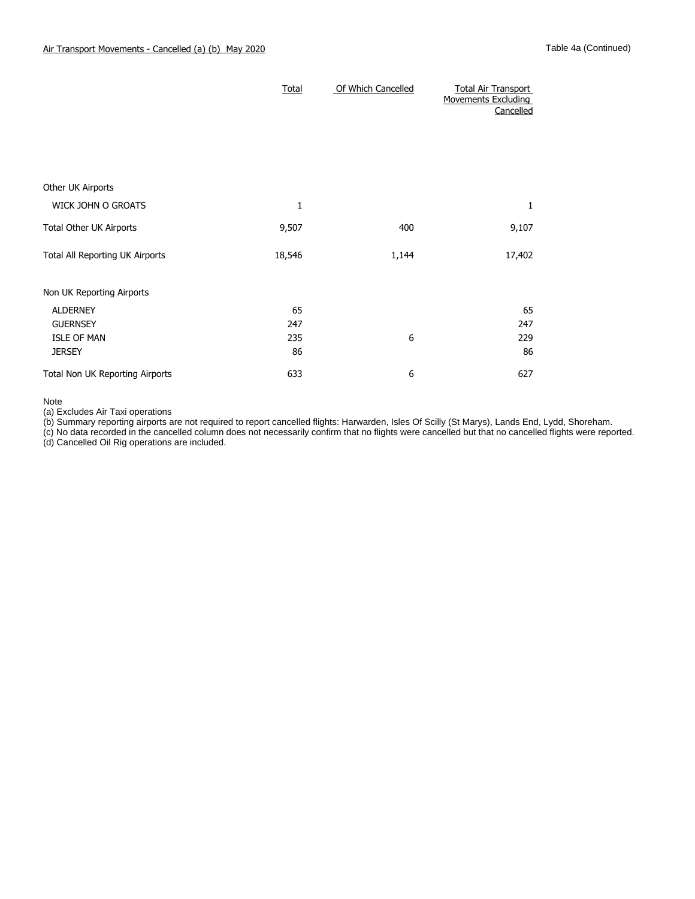Air Transport Movements - Cancelled (a) (b) May 2020

Table 4a (Continued)

| | Total | Of Which Cancelled | Total Air Transport Movements Excluding Cancelled |
|---|---|---|---|
| **Other UK Airports** | | | |
| WICK JOHN O GROATS | 1 | | 1 |
| Total Other UK Airports | 9,507 | 400 | 9,107 |
| Total All Reporting UK Airports | 18,546 | 1,144 | 17,402 |
| **Non UK Reporting Airports** | | | |
| ALDERNEY | 65 | | 65 |
| GUERNSEY | 247 | | 247 |
| ISLE OF MAN | 235 | 6 | 229 |
| JERSEY | 86 | | 86 |
| Total Non UK Reporting Airports | 633 | 6 | 627 |

Note

(a) Excludes Air Taxi operations

(b) Summary reporting airports are not required to report cancelled flights: Harwarden, Isles Of Scilly (St Marys), Lands End, Lydd, Shoreham.

(c) No data recorded in the cancelled column does not necessarily confirm that no flights were cancelled but that no cancelled flights were reported.

(d) Cancelled Oil Rig operations are included.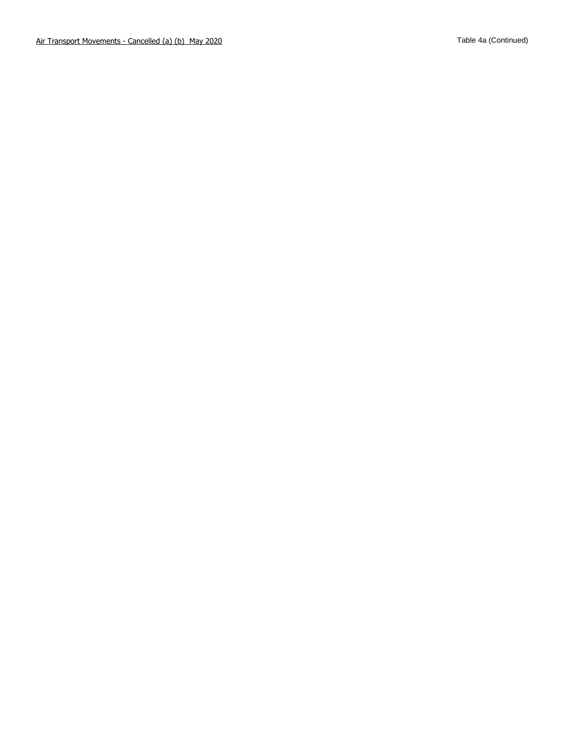Air Transport Movements - Cancelled (a) (b) May 2020

Table 4a (Continued)